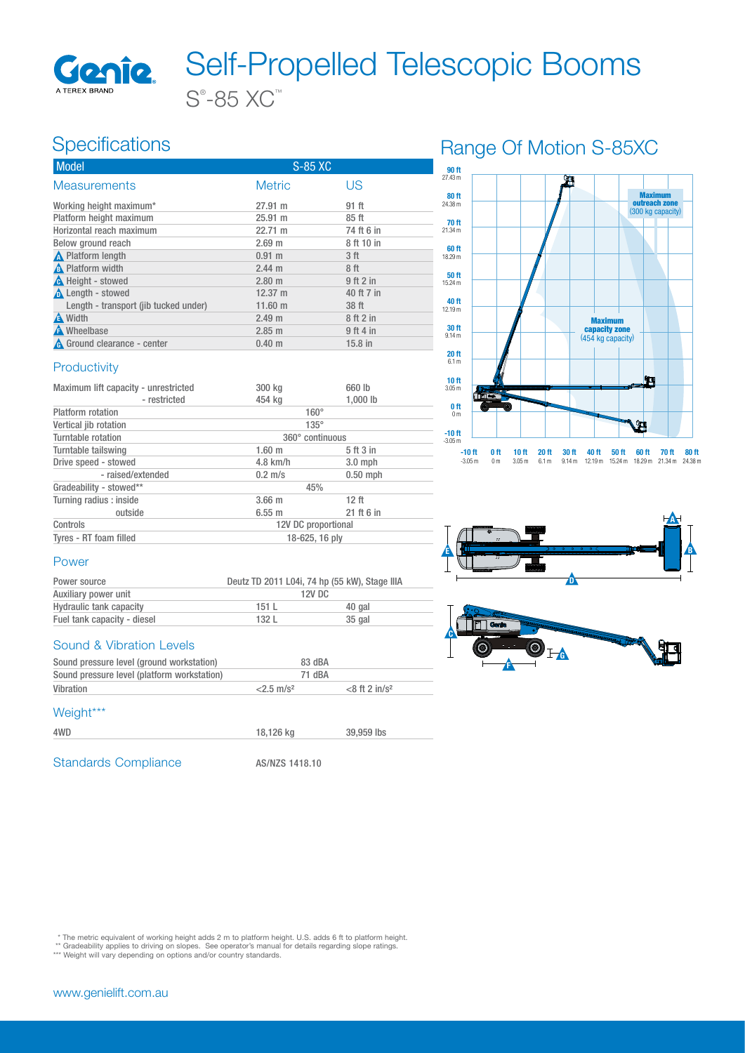# Self-Propelled Telescopic Booms

S®-85 XC™

## Specifications

| Model | S-85 XC | |
|---|---|---|
| **Measurements** | **Metric** | **US** |
| Working height maximum* | 27.91 m | 91 ft |
| Platform height maximum | 25.91 m | 85 ft |
| Horizontal reach maximum | 22.71 m | 74 ft 6 in |
| Below ground reach | 2.69 m | 8 ft 10 in |
| A Platform length | 0.91 m | 3 ft |
| B Platform width | 2.44 m | 8 ft |
| C Height - stowed | 2.80 m | 9 ft 2 in |
| D Length - stowed | 12.37 m | 40 ft 7 in |
| Length - transport (jib tucked under) | 11.60 m | 38 ft |
| E Width | 2.49 m | 8 ft 2 in |
| F Wheelbase | 2.85 m | 9 ft 4 in |
| G Ground clearance - center | 0.40 m | 15.8 in |

### Productivity

| | | |
|---|---|---|
| Maximum lift capacity - unrestricted | 300 kg | 660 lb |
| - restricted | 454 kg | 1,000 lb |
| Platform rotation | 160° | |
| Vertical jib rotation | 135° | |
| Turntable rotation | 360° continuous | |
| Turntable tailswing | 1.60 m | 5 ft 3 in |
| Drive speed - stowed | 4.8 km/h | 3.0 mph |
| - raised/extended | 0.2 m/s | 0.50 mph |
| Gradeability - stowed** | 45% | |
| Turning radius : inside | 3.66 m | 12 ft |
| outside | 6.55 m | 21 ft 6 in |
| Controls | 12V DC proportional | |
| Tyres - RT foam filled | 18-625, 16 ply | |

### Power

| | | |
|---|---|---|
| Power source | Deutz TD 2011 L04i, 74 hp (55 kW), Stage IIIA | |
| Auxiliary power unit | 12V DC | |
| Hydraulic tank capacity | 151 L | 40 gal |
| Fuel tank capacity - diesel | 132 L | 35 gal |

### Sound & Vibration Levels

| | | |
|---|---|---|
| Sound pressure level (ground workstation) | 83 dBA | |
| Sound pressure level (platform workstation) | 71 dBA | |
| Vibration | <2.5 m/s² | <8 ft 2 in/s² |

### Weight***

| | | |
|---|---|---|
| 4WD | 18,126 kg | 39,959 lbs |

### Standards Compliance

AS/NZS 1418.10

## Range Of Motion S-85XC

Maximum outreach zone (300 kg capacity)

Maximum capacity zone (454 kg capacity)

\* The metric equivalent of working height adds 2 m to platform height. U.S. adds 6 ft to platform height.
\** Gradeability applies to driving on slopes. See operator's manual for details regarding slope ratings.
\*** Weight will vary depending on options and/or country standards.

www.genielift.com.au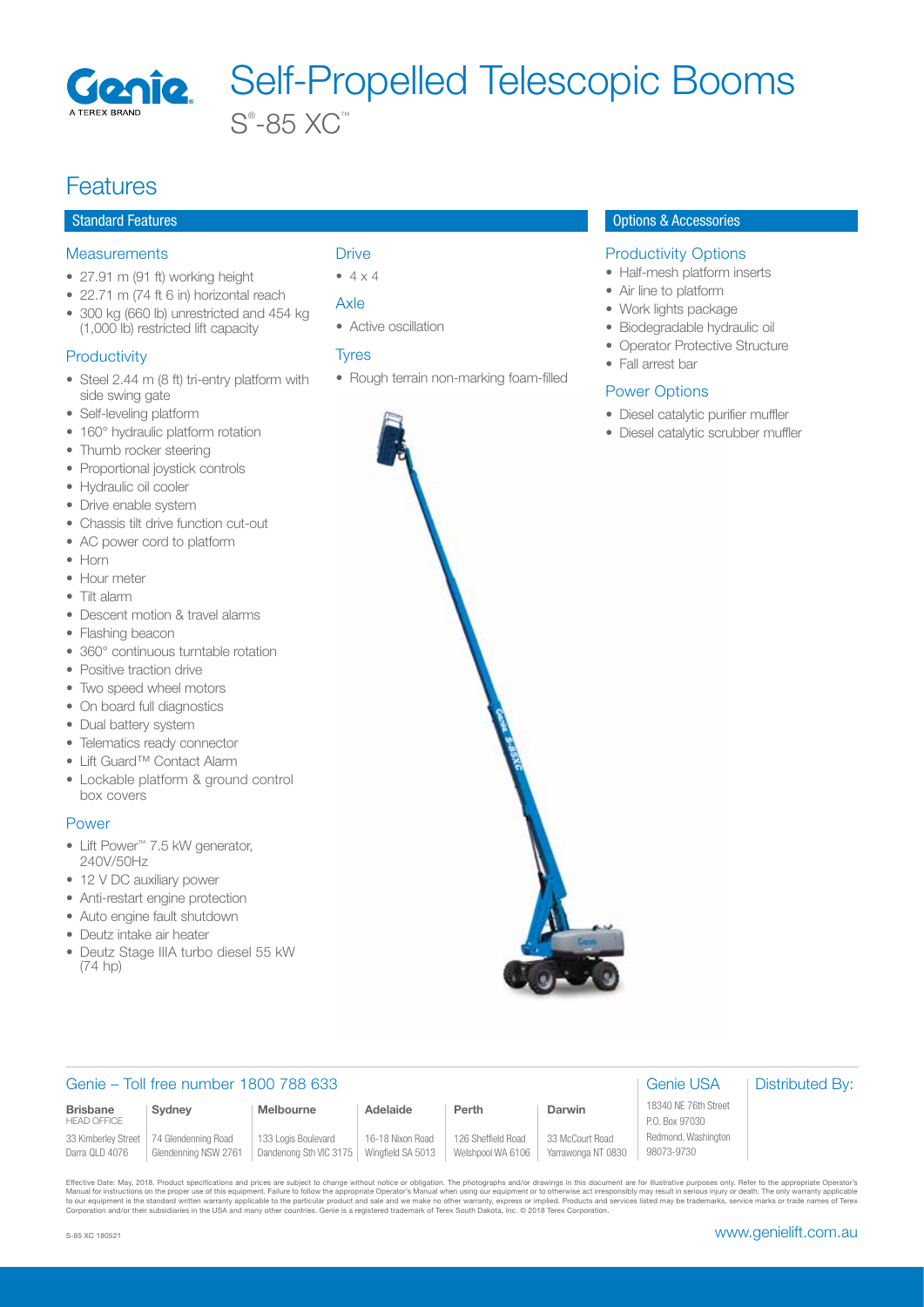# Self-Propelled Telescopic Booms

S®-85 XC™

## Features

### Standard Features

#### Measurements

- 27.91 m (91 ft) working height
- 22.71 m (74 ft 6 in) horizontal reach
- 300 kg (660 lb) unrestricted and 454 kg (1,000 lb) restricted lift capacity

#### Productivity

- Steel 2.44 m (8 ft) tri-entry platform with side swing gate
- Self-leveling platform
- 160° hydraulic platform rotation
- Thumb rocker steering
- Proportional joystick controls
- Hydraulic oil cooler
- Drive enable system
- Chassis tilt drive function cut-out
- AC power cord to platform
- Horn
- Hour meter
- Tilt alarm
- Descent motion & travel alarms
- Flashing beacon
- 360° continuous turntable rotation
- Positive traction drive
- Two speed wheel motors
- On board full diagnostics
- Dual battery system
- Telematics ready connector
- Lift Guard™ Contact Alarm
- Lockable platform & ground control box covers

#### Power

- Lift Power™ 7.5 kW generator, 240V/50Hz
- 12 V DC auxiliary power
- Anti-restart engine protection
- Auto engine fault shutdown
- Deutz intake air heater
- Deutz Stage IIIA turbo diesel 55 kW (74 hp)

#### Drive

- 4 x 4

#### Axle

- Active oscillation

#### Tyres

- Rough terrain non-marking foam-filled

### Options & Accessories

#### Productivity Options

- Half-mesh platform inserts
- Air line to platform
- Work lights package
- Biodegradable hydraulic oil
- Operator Protective Structure
- Fall arrest bar

#### Power Options

- Diesel catalytic purifier muffler
- Diesel catalytic scrubber muffler

## Genie – Toll free number 1800 788 633

| Brisbane HEAD OFFICE | Sydney | Melbourne | Adelaide | Perth | Darwin |
|---|---|---|---|---|---|
| 33 Kimberley Street Darra QLD 4076 | 74 Glendenning Road Glendenning NSW 2761 | 133 Logis Boulevard Dandenong Sth VIC 3175 | 16-18 Nixon Road Wingfield SA 5013 | 126 Sheffield Road Welshpool WA 6106 | 33 McCourt Road Yarrawonga NT 0830 |

**Genie USA**
18340 NE 76th Street
P.O. Box 97030
Redmond, Washington
98073-9730

**Distributed By:**

Effective Date: May, 2018. Product specifications and prices are subject to change without notice or obligation. The photographs and/or drawings in this document are for illustrative purposes only. Refer to the appropriate Operator's Manual for instructions on the proper use of this equipment. Failure to follow the appropriate Operator's Manual when using our equipment or to otherwise act irresponsibly may result in serious injury or death. The only warranty applicable to our equipment is the standard written warranty applicable to the particular product and sale and we make no other warranty, express or implied. Products and services listed may be trademarks, service marks or trade names of Terex Corporation and/or their subsidiaries in the USA and many other countries. Genie is a registered trademark of Terex South Dakota, Inc. © 2018 Terex Corporation.

S-85 XC 180521

www.genielift.com.au